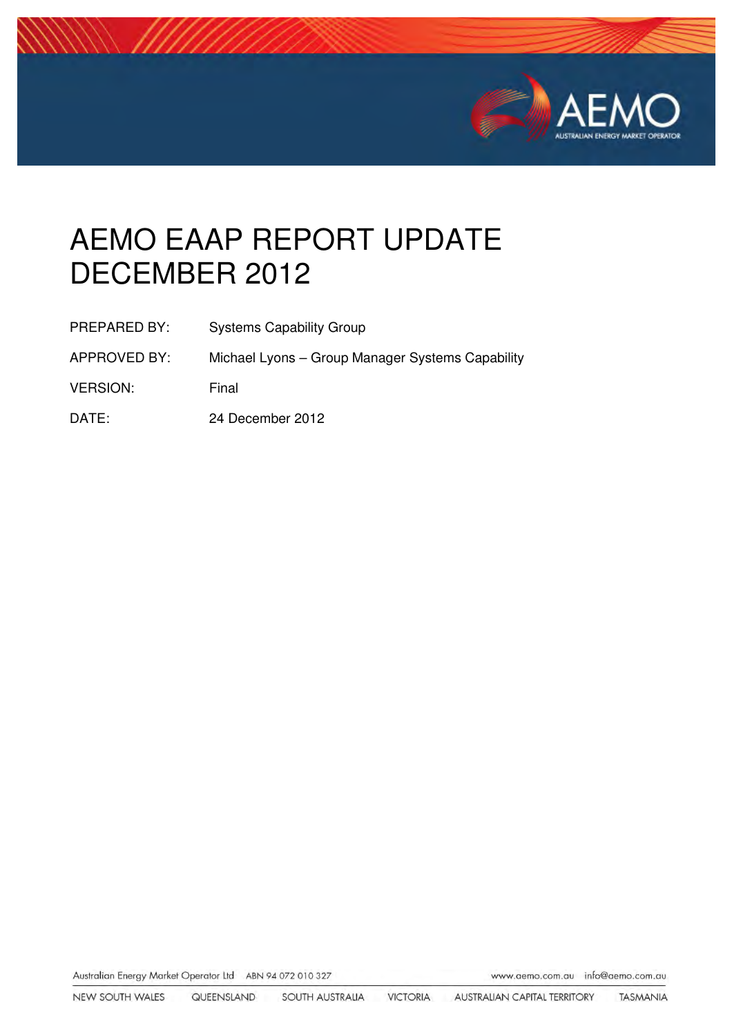# AEMO EAAP REPORT UPDATE DECEMBER 2012

| | |
|---|---|
| PREPARED BY: | Systems Capability Group |
| APPROVED BY: | Michael Lyons – Group Manager Systems Capability |
| VERSION: | Final |
| DATE: | 24 December 2012 |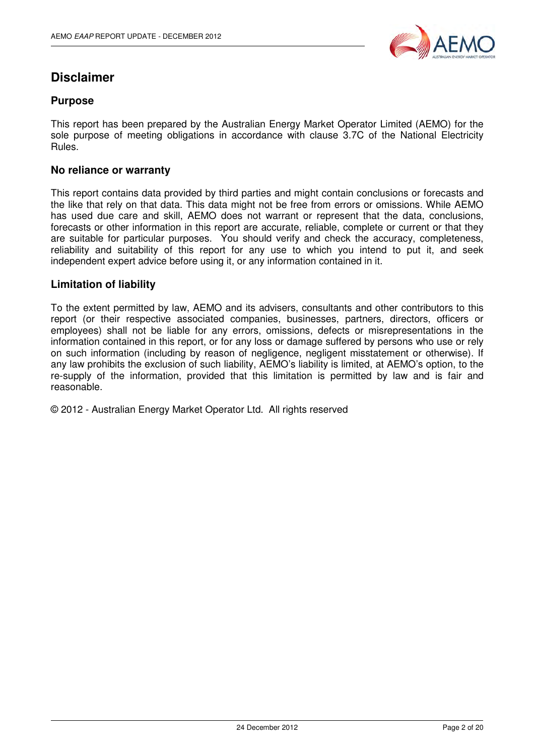# Disclaimer

## Purpose

This report has been prepared by the Australian Energy Market Operator Limited (AEMO) for the sole purpose of meeting obligations in accordance with clause 3.7C of the National Electricity Rules.

## No reliance or warranty

This report contains data provided by third parties and might contain conclusions or forecasts and the like that rely on that data. This data might not be free from errors or omissions. While AEMO has used due care and skill, AEMO does not warrant or represent that the data, conclusions, forecasts or other information in this report are accurate, reliable, complete or current or that they are suitable for particular purposes. You should verify and check the accuracy, completeness, reliability and suitability of this report for any use to which you intend to put it, and seek independent expert advice before using it, or any information contained in it.

## Limitation of liability

To the extent permitted by law, AEMO and its advisers, consultants and other contributors to this report (or their respective associated companies, businesses, partners, directors, officers or employees) shall not be liable for any errors, omissions, defects or misrepresentations in the information contained in this report, or for any loss or damage suffered by persons who use or rely on such information (including by reason of negligence, negligent misstatement or otherwise). If any law prohibits the exclusion of such liability, AEMO's liability is limited, at AEMO's option, to the re-supply of the information, provided that this limitation is permitted by law and is fair and reasonable.

© 2012 - Australian Energy Market Operator Ltd. All rights reserved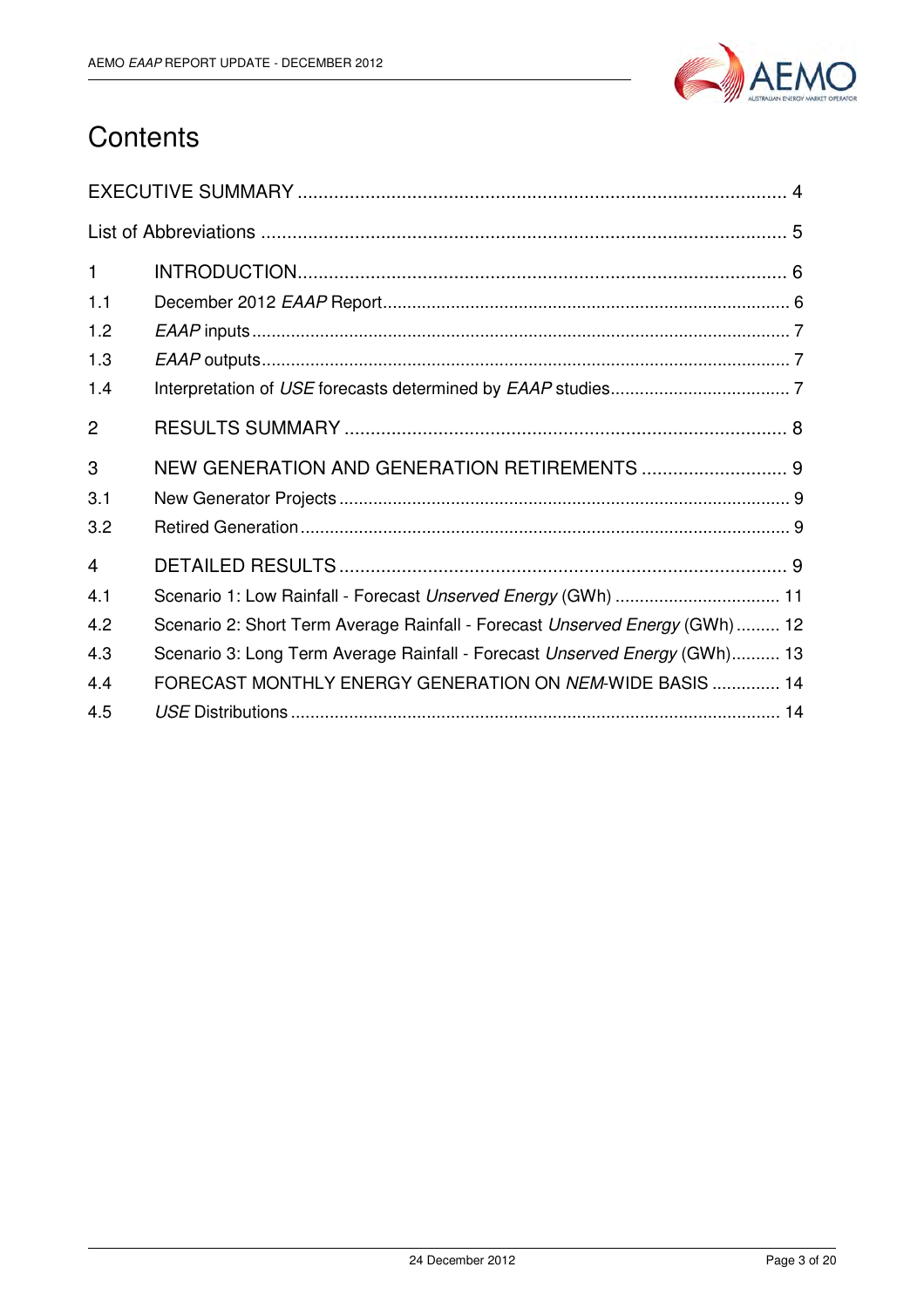# Contents

EXECUTIVE SUMMARY .............................................................................................. 4

List of Abbreviations ..................................................................................................... 5

1 INTRODUCTION.............................................................................................. 6

1.1 December 2012 *EAAP* Report.................................................................................. 6

1.2 *EAAP* inputs............................................................................................................ 7

1.3 *EAAP* outputs.......................................................................................................... 7

1.4 Interpretation of *USE* forecasts determined by *EAAP* studies.................................... 7

2 RESULTS SUMMARY ..................................................................................... 8

3 NEW GENERATION AND GENERATION RETIREMENTS ............................ 9

3.1 New Generator Projects.......................................................................................... 9

3.2 Retired Generation.................................................................................................. 9

4 DETAILED RESULTS ...................................................................................... 9

4.1 Scenario 1: Low Rainfall - Forecast *Unserved Energy* (GWh) ................................. 11

4.2 Scenario 2: Short Term Average Rainfall - Forecast *Unserved Energy* (GWh) ......... 12

4.3 Scenario 3: Long Term Average Rainfall - Forecast *Unserved Energy* (GWh).......... 13

4.4 FORECAST MONTHLY ENERGY GENERATION ON *NEM*-WIDE BASIS .............. 14

4.5 *USE* Distributions .................................................................................................... 14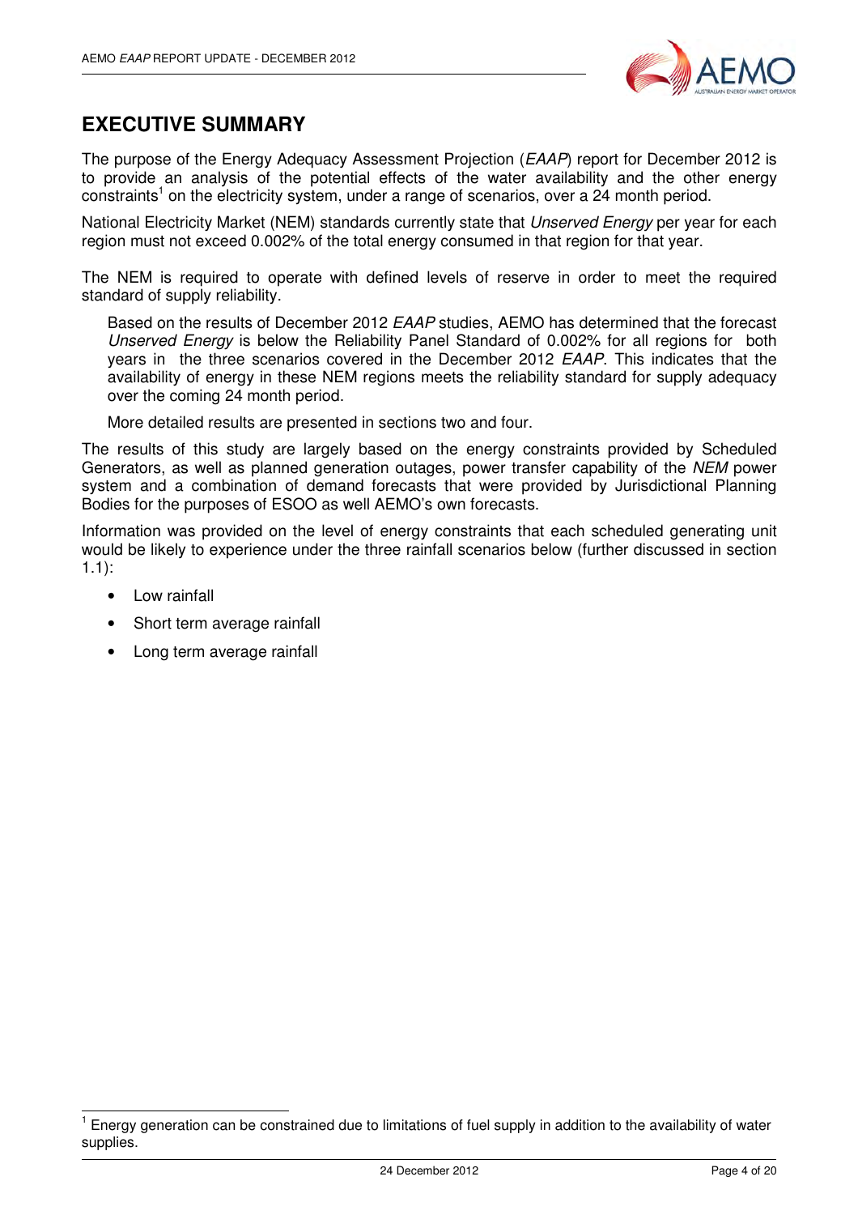# EXECUTIVE SUMMARY

The purpose of the Energy Adequacy Assessment Projection (*EAAP*) report for December 2012 is to provide an analysis of the potential effects of the water availability and the other energy constraints[1] on the electricity system, under a range of scenarios, over a 24 month period.

National Electricity Market (NEM) standards currently state that *Unserved Energy* per year for each region must not exceed 0.002% of the total energy consumed in that region for that year.

The NEM is required to operate with defined levels of reserve in order to meet the required standard of supply reliability.

> Based on the results of December 2012 *EAAP* studies, AEMO has determined that the forecast *Unserved Energy* is below the Reliability Panel Standard of 0.002% for all regions for both years in the three scenarios covered in the December 2012 *EAAP*. This indicates that the availability of energy in these NEM regions meets the reliability standard for supply adequacy over the coming 24 month period.
>
> More detailed results are presented in sections two and four.

The results of this study are largely based on the energy constraints provided by Scheduled Generators, as well as planned generation outages, power transfer capability of the *NEM* power system and a combination of demand forecasts that were provided by Jurisdictional Planning Bodies for the purposes of ESOO as well AEMO's own forecasts.

Information was provided on the level of energy constraints that each scheduled generating unit would be likely to experience under the three rainfall scenarios below (further discussed in section 1.1):

- Low rainfall
- Short term average rainfall
- Long term average rainfall

---

[1] Energy generation can be constrained due to limitations of fuel supply in addition to the availability of water supplies.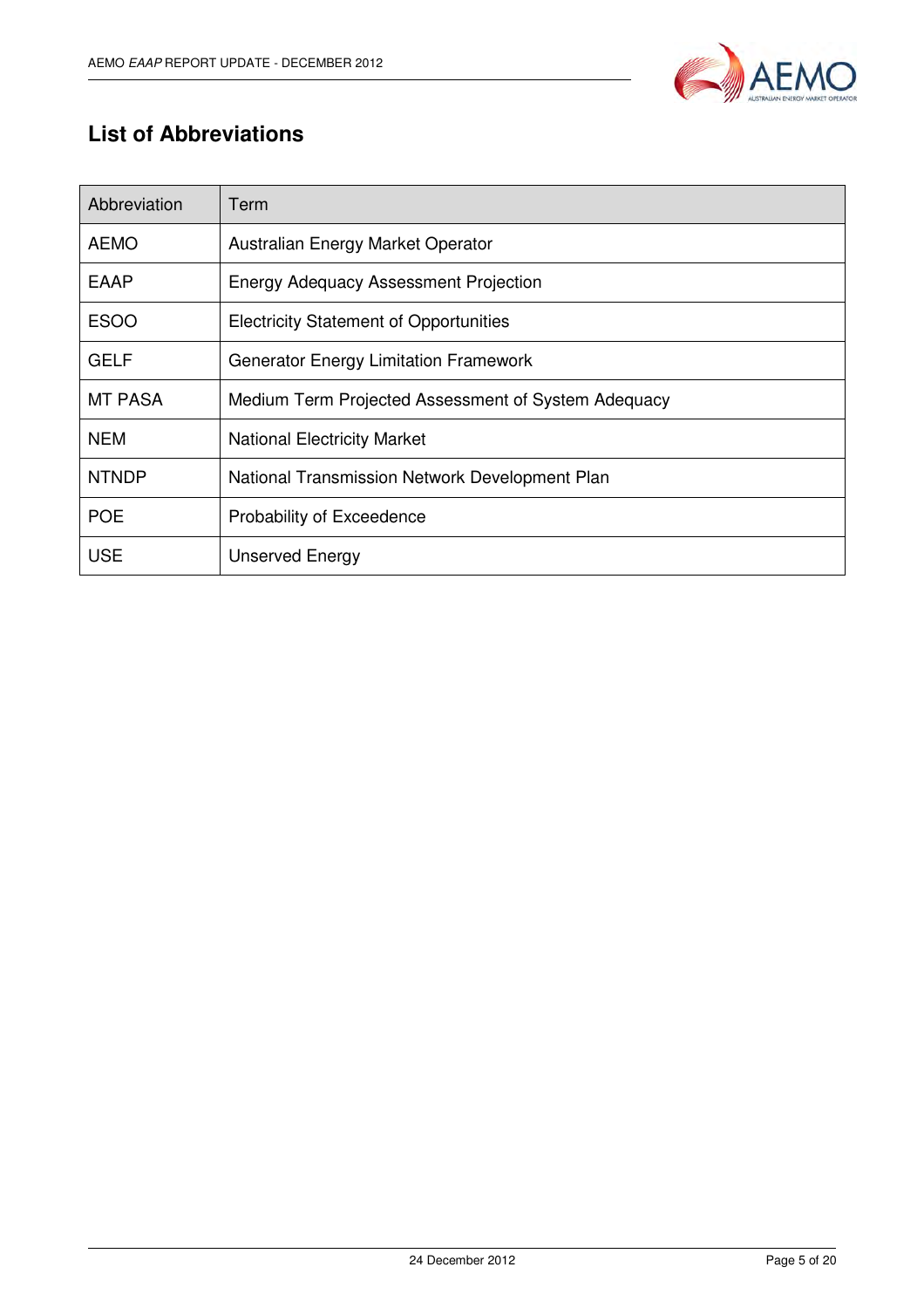## List of Abbreviations

| Abbreviation | Term |
|---|---|
| AEMO | Australian Energy Market Operator |
| EAAP | Energy Adequacy Assessment Projection |
| ESOO | Electricity Statement of Opportunities |
| GELF | Generator Energy Limitation Framework |
| MT PASA | Medium Term Projected Assessment of System Adequacy |
| NEM | National Electricity Market |
| NTNDP | National Transmission Network Development Plan |
| POE | Probability of Exceedence |
| USE | Unserved Energy |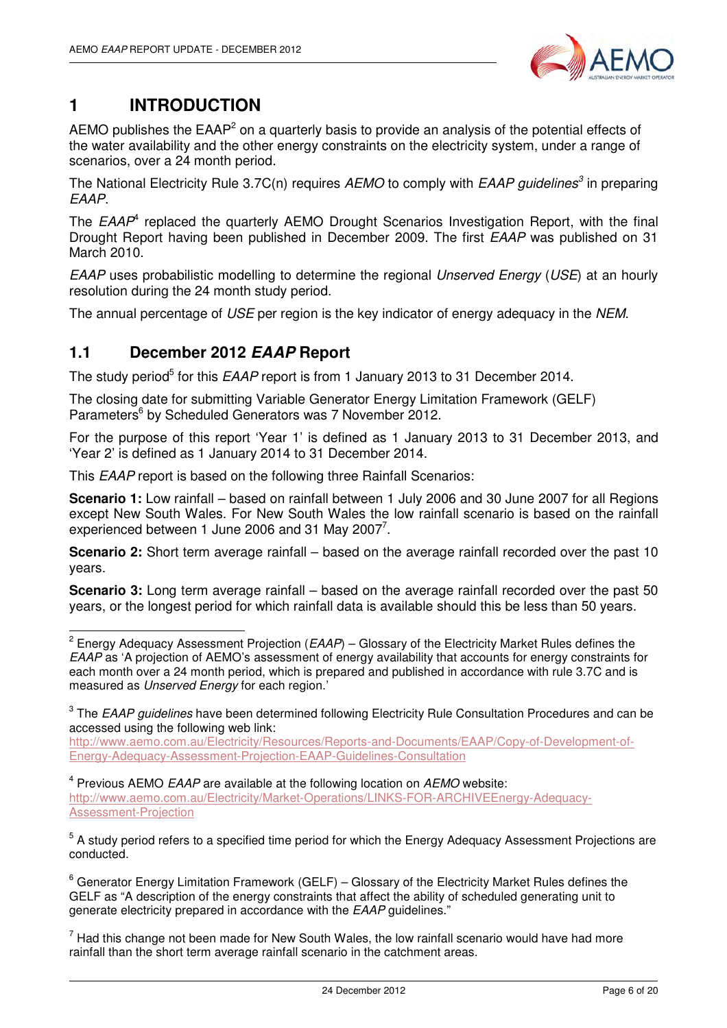# 1 INTRODUCTION

AEMO publishes the EAAP[2] on a quarterly basis to provide an analysis of the potential effects of the water availability and the other energy constraints on the electricity system, under a range of scenarios, over a 24 month period.

The National Electricity Rule 3.7C(n) requires *AEMO* to comply with *EAAP guidelines*[3] in preparing *EAAP*.

The *EAAP*[4] replaced the quarterly AEMO Drought Scenarios Investigation Report, with the final Drought Report having been published in December 2009. The first *EAAP* was published on 31 March 2010.

*EAAP* uses probabilistic modelling to determine the regional *Unserved Energy* (*USE*) at an hourly resolution during the 24 month study period.

The annual percentage of *USE* per region is the key indicator of energy adequacy in the *NEM*.

## 1.1 December 2012 *EAAP* Report

The study period[5] for this *EAAP* report is from 1 January 2013 to 31 December 2014.

The closing date for submitting Variable Generator Energy Limitation Framework (GELF) Parameters[6] by Scheduled Generators was 7 November 2012.

For the purpose of this report 'Year 1' is defined as 1 January 2013 to 31 December 2013, and 'Year 2' is defined as 1 January 2014 to 31 December 2014.

This *EAAP* report is based on the following three Rainfall Scenarios:

**Scenario 1:** Low rainfall – based on rainfall between 1 July 2006 and 30 June 2007 for all Regions except New South Wales. For New South Wales the low rainfall scenario is based on the rainfall experienced between 1 June 2006 and 31 May 2007[7].

**Scenario 2:** Short term average rainfall – based on the average rainfall recorded over the past 10 years.

**Scenario 3:** Long term average rainfall – based on the average rainfall recorded over the past 50 years, or the longest period for which rainfall data is available should this be less than 50 years.

---

[2] Energy Adequacy Assessment Projection (*EAAP*) – Glossary of the Electricity Market Rules defines the *EAAP* as 'A projection of AEMO's assessment of energy availability that accounts for energy constraints for each month over a 24 month period, which is prepared and published in accordance with rule 3.7C and is measured as *Unserved Energy* for each region.'

[3] The *EAAP guidelines* have been determined following Electricity Rule Consultation Procedures and can be accessed using the following web link: http://www.aemo.com.au/Electricity/Resources/Reports-and-Documents/EAAP/Copy-of-Development-of-Energy-Adequacy-Assessment-Projection-EAAP-Guidelines-Consultation

[4] Previous AEMO *EAAP* are available at the following location on *AEMO* website: http://www.aemo.com.au/Electricity/Market-Operations/LINKS-FOR-ARCHIVEEnergy-Adequacy-Assessment-Projection

[5] A study period refers to a specified time period for which the Energy Adequacy Assessment Projections are conducted.

[6] Generator Energy Limitation Framework (GELF) – Glossary of the Electricity Market Rules defines the GELF as "A description of the energy constraints that affect the ability of scheduled generating unit to generate electricity prepared in accordance with the *EAAP* guidelines."

[7] Had this change not been made for New South Wales, the low rainfall scenario would have had more rainfall than the short term average rainfall scenario in the catchment areas.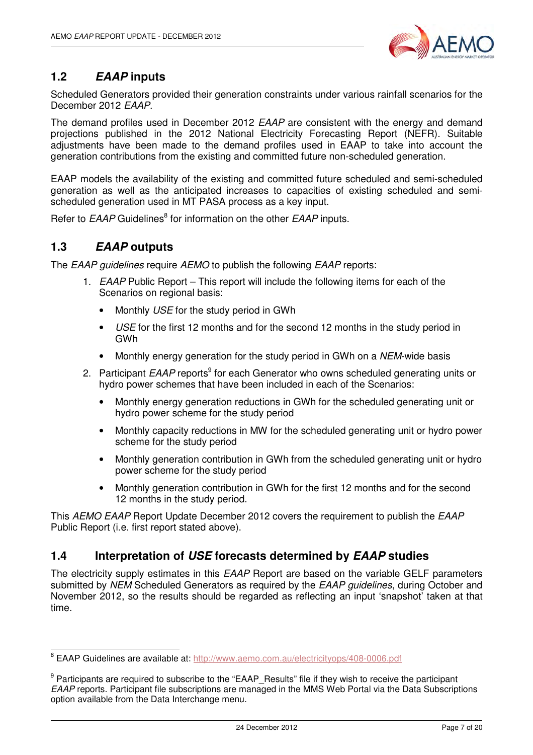## 1.2 *EAAP* inputs

Scheduled Generators provided their generation constraints under various rainfall scenarios for the December 2012 *EAAP*.

The demand profiles used in December 2012 *EAAP* are consistent with the energy and demand projections published in the 2012 National Electricity Forecasting Report (NEFR). Suitable adjustments have been made to the demand profiles used in EAAP to take into account the generation contributions from the existing and committed future non-scheduled generation.

EAAP models the availability of the existing and committed future scheduled and semi-scheduled generation as well as the anticipated increases to capacities of existing scheduled and semi-scheduled generation used in MT PASA process as a key input.

Refer to *EAAP* Guidelines[8] for information on the other *EAAP* inputs.

## 1.3 *EAAP* outputs

The *EAAP guidelines* require *AEMO* to publish the following *EAAP* reports:

1. *EAAP* Public Report – This report will include the following items for each of the Scenarios on regional basis:
   - Monthly *USE* for the study period in GWh
   - *USE* for the first 12 months and for the second 12 months in the study period in GWh
   - Monthly energy generation for the study period in GWh on a *NEM*-wide basis
2. Participant *EAAP* reports[9] for each Generator who owns scheduled generating units or hydro power schemes that have been included in each of the Scenarios:
   - Monthly energy generation reductions in GWh for the scheduled generating unit or hydro power scheme for the study period
   - Monthly capacity reductions in MW for the scheduled generating unit or hydro power scheme for the study period
   - Monthly generation contribution in GWh from the scheduled generating unit or hydro power scheme for the study period
   - Monthly generation contribution in GWh for the first 12 months and for the second 12 months in the study period.

This *AEMO EAAP* Report Update December 2012 covers the requirement to publish the *EAAP* Public Report (i.e. first report stated above).

## 1.4 Interpretation of *USE* forecasts determined by *EAAP* studies

The electricity supply estimates in this *EAAP* Report are based on the variable GELF parameters submitted by *NEM* Scheduled Generators as required by the *EAAP guidelines*, during October and November 2012, so the results should be regarded as reflecting an input 'snapshot' taken at that time.

---

[8] EAAP Guidelines are available at: http://www.aemo.com.au/electricityops/408-0006.pdf

[9] Participants are required to subscribe to the "EAAP_Results" file if they wish to receive the participant *EAAP* reports. Participant file subscriptions are managed in the MMS Web Portal via the Data Subscriptions option available from the Data Interchange menu.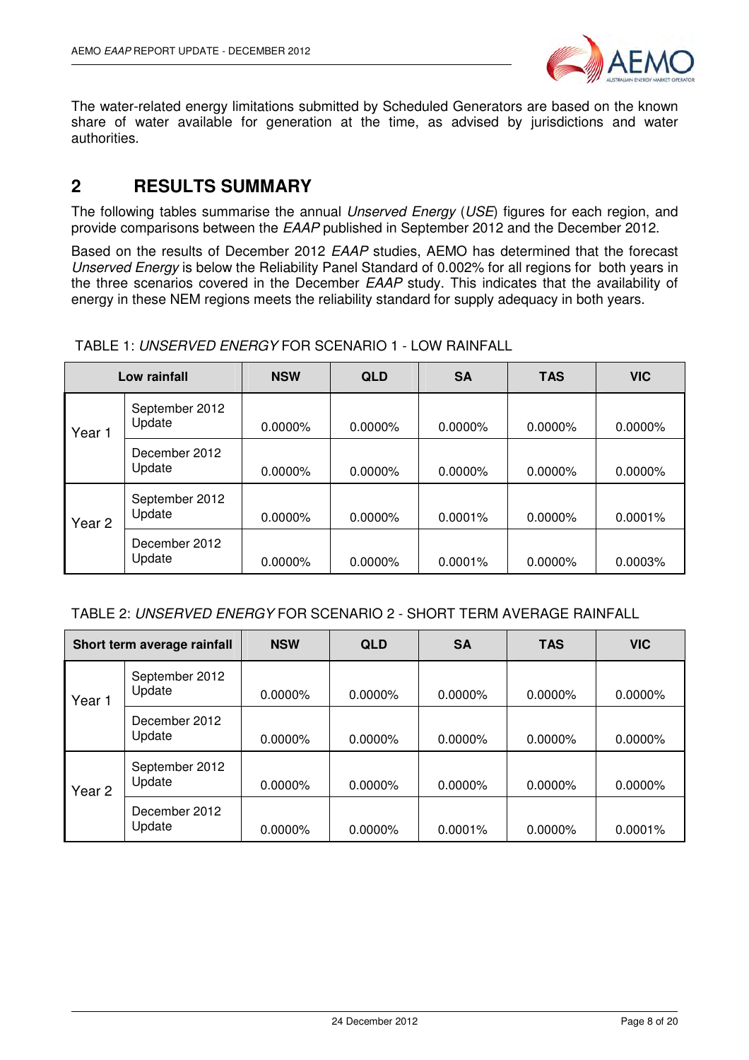The water-related energy limitations submitted by Scheduled Generators are based on the known share of water available for generation at the time, as advised by jurisdictions and water authorities.

## 2 RESULTS SUMMARY

The following tables summarise the annual *Unserved Energy* (*USE*) figures for each region, and provide comparisons between the *EAAP* published in September 2012 and the December 2012.

Based on the results of December 2012 *EAAP* studies, AEMO has determined that the forecast *Unserved Energy* is below the Reliability Panel Standard of 0.002% for all regions for both years in the three scenarios covered in the December *EAAP* study. This indicates that the availability of energy in these NEM regions meets the reliability standard for supply adequacy in both years.

TABLE 1: *UNSERVED ENERGY* FOR SCENARIO 1 - LOW RAINFALL

| Low rainfall | | NSW | QLD | SA | TAS | VIC |
|---|---|---|---|---|---|---|
| Year 1 | September 2012 Update | 0.0000% | 0.0000% | 0.0000% | 0.0000% | 0.0000% |
| | December 2012 Update | 0.0000% | 0.0000% | 0.0000% | 0.0000% | 0.0000% |
| Year 2 | September 2012 Update | 0.0000% | 0.0000% | 0.0001% | 0.0000% | 0.0001% |
| | December 2012 Update | 0.0000% | 0.0000% | 0.0001% | 0.0000% | 0.0003% |

TABLE 2: *UNSERVED ENERGY* FOR SCENARIO 2 - SHORT TERM AVERAGE RAINFALL

| Short term average rainfall | | NSW | QLD | SA | TAS | VIC |
|---|---|---|---|---|---|---|
| Year 1 | September 2012 Update | 0.0000% | 0.0000% | 0.0000% | 0.0000% | 0.0000% |
| | December 2012 Update | 0.0000% | 0.0000% | 0.0000% | 0.0000% | 0.0000% |
| Year 2 | September 2012 Update | 0.0000% | 0.0000% | 0.0000% | 0.0000% | 0.0000% |
| | December 2012 Update | 0.0000% | 0.0000% | 0.0001% | 0.0000% | 0.0001% |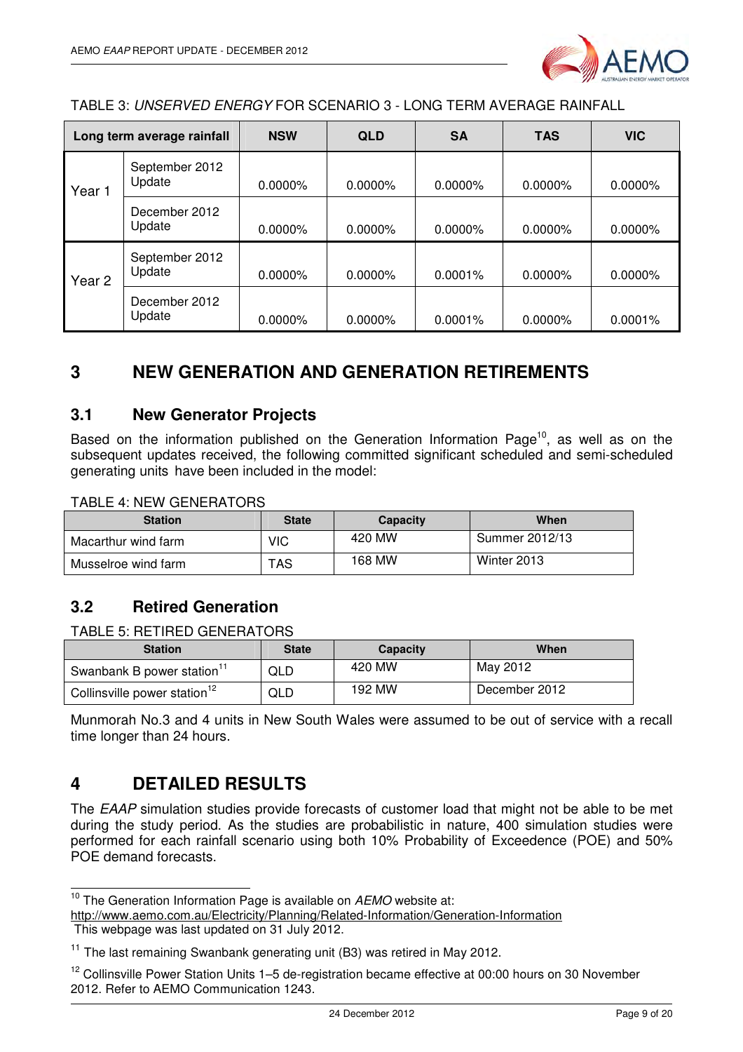TABLE 3: *UNSERVED ENERGY* FOR SCENARIO 3 - LONG TERM AVERAGE RAINFALL

| Long term average rainfall | | NSW | QLD | SA | TAS | VIC |
|---|---|---|---|---|---|---|
| Year 1 | September 2012 Update | 0.0000% | 0.0000% | 0.0000% | 0.0000% | 0.0000% |
| | December 2012 Update | 0.0000% | 0.0000% | 0.0000% | 0.0000% | 0.0000% |
| Year 2 | September 2012 Update | 0.0000% | 0.0000% | 0.0001% | 0.0000% | 0.0000% |
| | December 2012 Update | 0.0000% | 0.0000% | 0.0001% | 0.0000% | 0.0001% |

# 3 NEW GENERATION AND GENERATION RETIREMENTS

## 3.1 New Generator Projects

Based on the information published on the Generation Information Page[10], as well as on the subsequent updates received, the following committed significant scheduled and semi-scheduled generating units have been included in the model:

TABLE 4: NEW GENERATORS

| Station | State | Capacity | When |
|---|---|---|---|
| Macarthur wind farm | VIC | 420 MW | Summer 2012/13 |
| Musselroe wind farm | TAS | 168 MW | Winter 2013 |

## 3.2 Retired Generation

TABLE 5: RETIRED GENERATORS

| Station | State | Capacity | When |
|---|---|---|---|
| Swanbank B power station[11] | QLD | 420 MW | May 2012 |
| Collinsville power station[12] | QLD | 192 MW | December 2012 |

Munmorah No.3 and 4 units in New South Wales were assumed to be out of service with a recall time longer than 24 hours.

# 4 DETAILED RESULTS

The *EAAP* simulation studies provide forecasts of customer load that might not be able to be met during the study period. As the studies are probabilistic in nature, 400 simulation studies were performed for each rainfall scenario using both 10% Probability of Exceedence (POE) and 50% POE demand forecasts.

---

[10] The Generation Information Page is available on *AEMO* website at: http://www.aemo.com.au/Electricity/Planning/Related-Information/Generation-Information This webpage was last updated on 31 July 2012.

[11] The last remaining Swanbank generating unit (B3) was retired in May 2012.

[12] Collinsville Power Station Units 1–5 de-registration became effective at 00:00 hours on 30 November 2012. Refer to AEMO Communication 1243.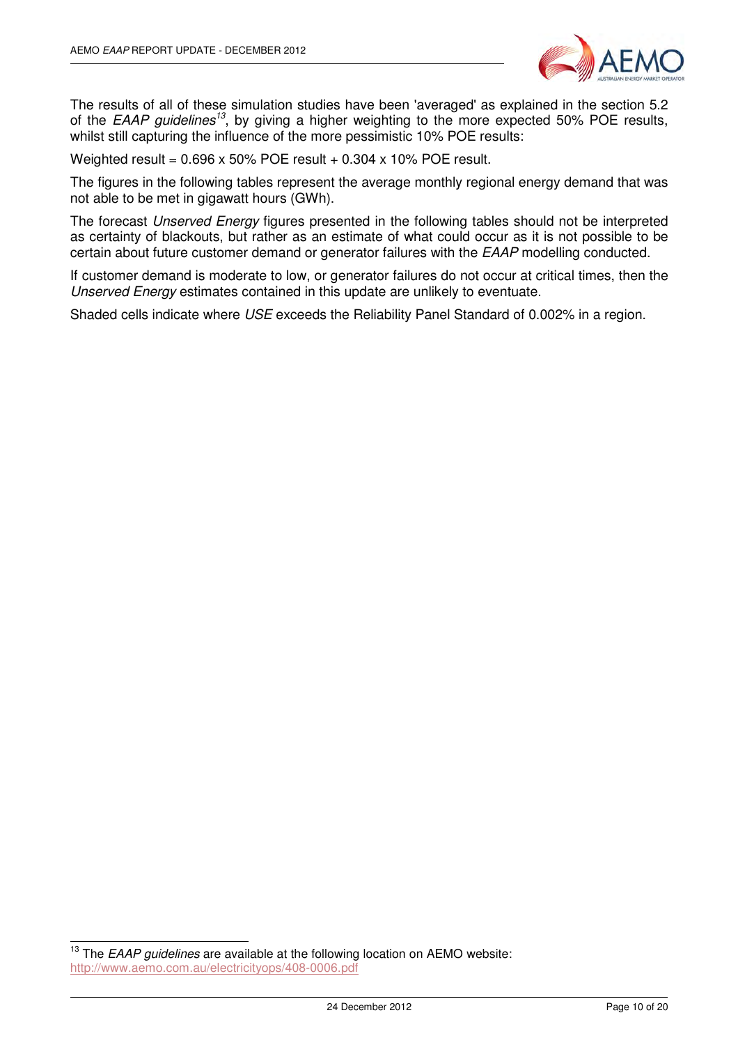The results of all of these simulation studies have been 'averaged' as explained in the section 5.2 of the *EAAP guidelines*[13], by giving a higher weighting to the more expected 50% POE results, whilst still capturing the influence of the more pessimistic 10% POE results:

Weighted result = 0.696 x 50% POE result + 0.304 x 10% POE result.

The figures in the following tables represent the average monthly regional energy demand that was not able to be met in gigawatt hours (GWh).

The forecast *Unserved Energy* figures presented in the following tables should not be interpreted as certainty of blackouts, but rather as an estimate of what could occur as it is not possible to be certain about future customer demand or generator failures with the *EAAP* modelling conducted.

If customer demand is moderate to low, or generator failures do not occur at critical times, then the *Unserved Energy* estimates contained in this update are unlikely to eventuate.

Shaded cells indicate where *USE* exceeds the Reliability Panel Standard of 0.002% in a region.

[13] The *EAAP guidelines* are available at the following location on AEMO website: http://www.aemo.com.au/electricityops/408-0006.pdf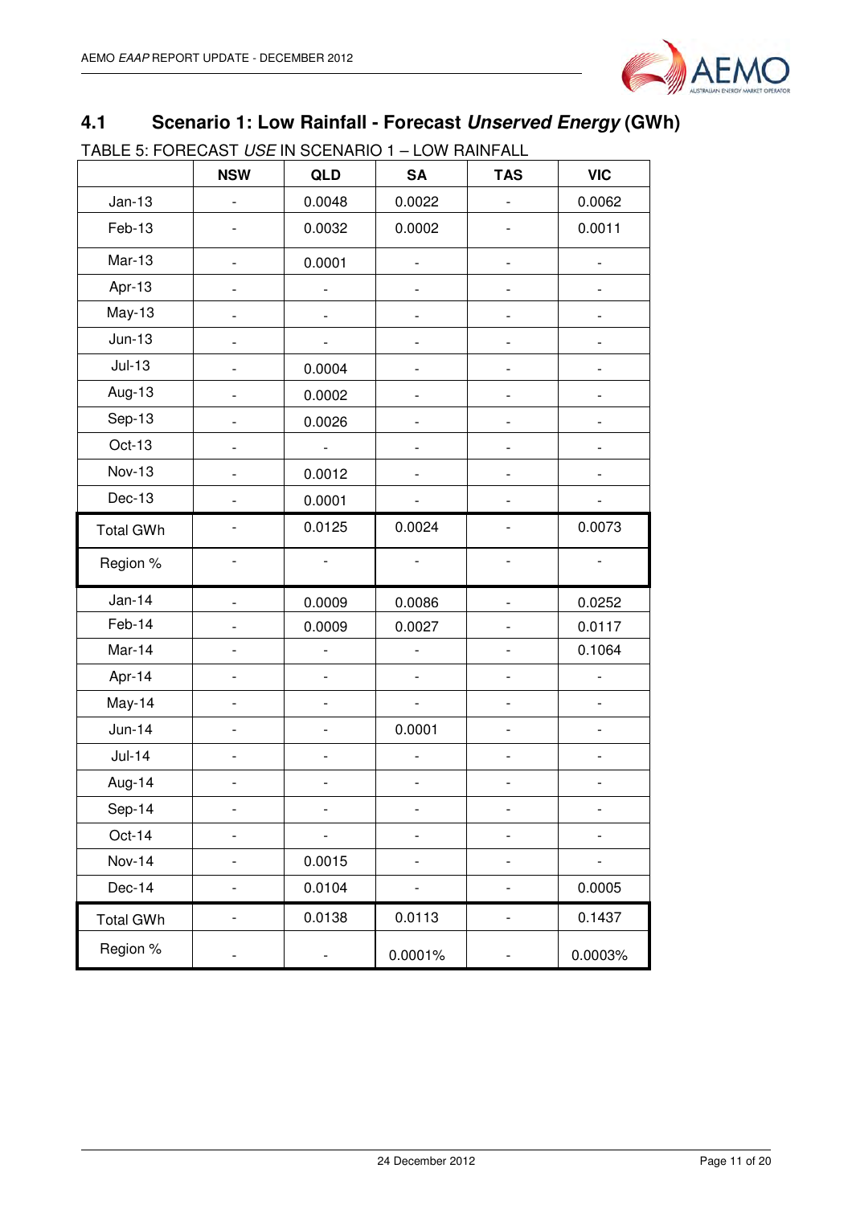## 4.1 Scenario 1: Low Rainfall - Forecast *Unserved Energy* (GWh)

TABLE 5: FORECAST *USE* IN SCENARIO 1 – LOW RAINFALL

| | NSW | QLD | SA | TAS | VIC |
|---|---|---|---|---|---|
| Jan-13 | - | 0.0048 | 0.0022 | - | 0.0062 |
| Feb-13 | - | 0.0032 | 0.0002 | - | 0.0011 |
| Mar-13 | - | 0.0001 | - | - | - |
| Apr-13 | - | - | - | - | - |
| May-13 | - | - | - | - | - |
| Jun-13 | - | - | - | - | - |
| Jul-13 | - | 0.0004 | - | - | - |
| Aug-13 | - | 0.0002 | - | - | - |
| Sep-13 | - | 0.0026 | - | - | - |
| Oct-13 | - | - | - | - | - |
| Nov-13 | - | 0.0012 | - | - | - |
| Dec-13 | - | 0.0001 | - | - | - |
| Total GWh | - | 0.0125 | 0.0024 | - | 0.0073 |
| Region % | - | - | - | - | - |
| Jan-14 | - | 0.0009 | 0.0086 | - | 0.0252 |
| Feb-14 | - | 0.0009 | 0.0027 | - | 0.0117 |
| Mar-14 | - | - | - | - | 0.1064 |
| Apr-14 | - | - | - | - | - |
| May-14 | - | - | - | - | - |
| Jun-14 | - | - | 0.0001 | - | - |
| Jul-14 | - | - | - | - | - |
| Aug-14 | - | - | - | - | - |
| Sep-14 | - | - | - | - | - |
| Oct-14 | - | - | - | - | - |
| Nov-14 | - | 0.0015 | - | - | - |
| Dec-14 | - | 0.0104 | - | - | 0.0005 |
| Total GWh | - | 0.0138 | 0.0113 | - | 0.1437 |
| Region % | - | - | 0.0001% | - | 0.0003% |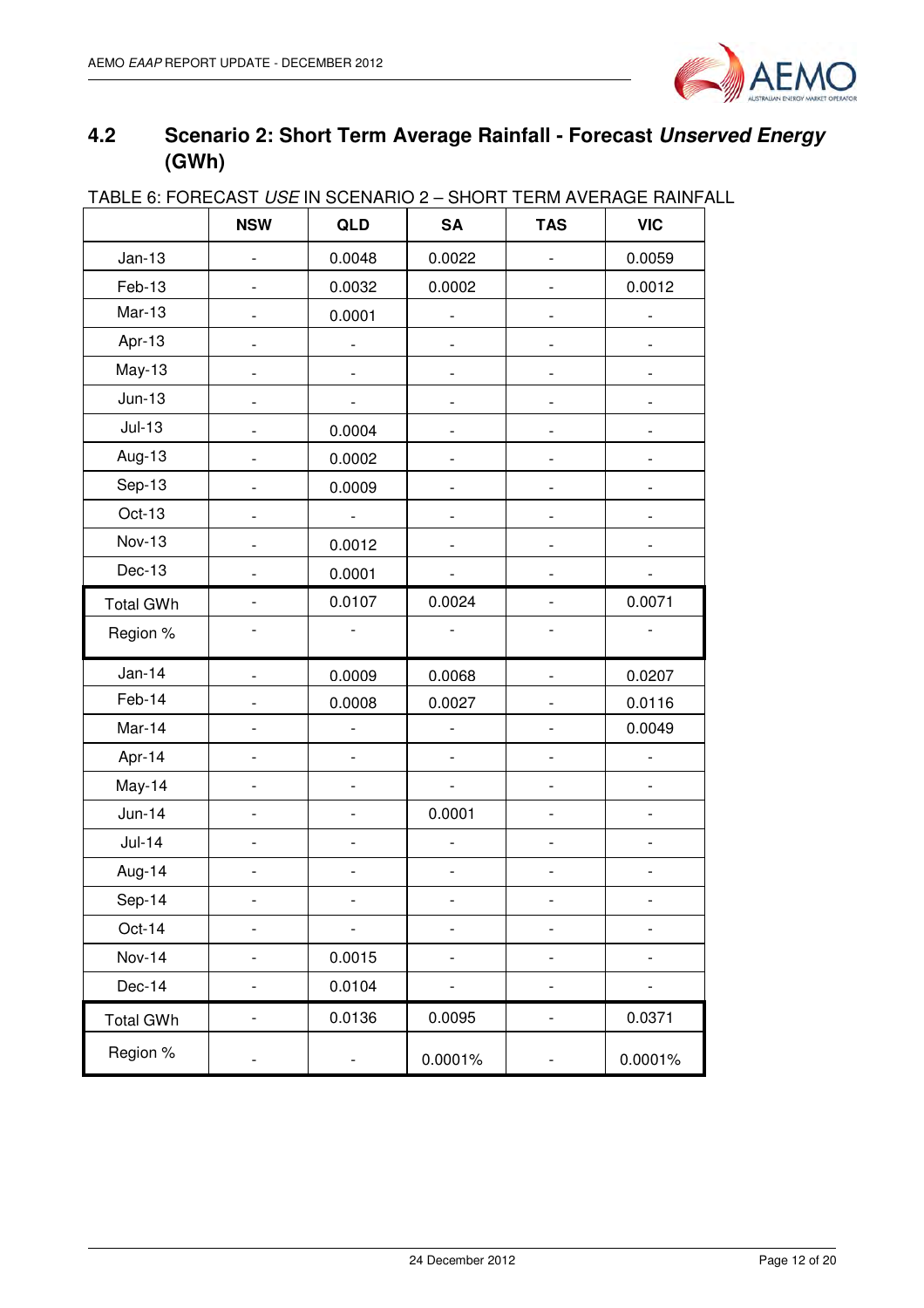## 4.2 Scenario 2: Short Term Average Rainfall - Forecast *Unserved Energy* (GWh)

TABLE 6: FORECAST *USE* IN SCENARIO 2 – SHORT TERM AVERAGE RAINFALL

| | NSW | QLD | SA | TAS | VIC |
|---|---|---|---|---|---|
| Jan-13 | - | 0.0048 | 0.0022 | - | 0.0059 |
| Feb-13 | - | 0.0032 | 0.0002 | - | 0.0012 |
| Mar-13 | - | 0.0001 | - | - | - |
| Apr-13 | - | - | - | - | - |
| May-13 | - | - | - | - | - |
| Jun-13 | - | - | - | - | - |
| Jul-13 | - | 0.0004 | - | - | - |
| Aug-13 | - | 0.0002 | - | - | - |
| Sep-13 | - | 0.0009 | - | - | - |
| Oct-13 | - | - | - | - | - |
| Nov-13 | - | 0.0012 | - | - | - |
| Dec-13 | - | 0.0001 | - | - | - |
| Total GWh | - | 0.0107 | 0.0024 | - | 0.0071 |
| Region % | - | - | - | - | - |
| Jan-14 | - | 0.0009 | 0.0068 | - | 0.0207 |
| Feb-14 | - | 0.0008 | 0.0027 | - | 0.0116 |
| Mar-14 | - | - | - | - | 0.0049 |
| Apr-14 | - | - | - | - | - |
| May-14 | - | - | - | - | - |
| Jun-14 | - | - | 0.0001 | - | - |
| Jul-14 | - | - | - | - | - |
| Aug-14 | - | - | - | - | - |
| Sep-14 | - | - | - | - | - |
| Oct-14 | - | - | - | - | - |
| Nov-14 | - | 0.0015 | - | - | - |
| Dec-14 | - | 0.0104 | - | - | - |
| Total GWh | - | 0.0136 | 0.0095 | - | 0.0371 |
| Region % | - | - | 0.0001% | - | 0.0001% |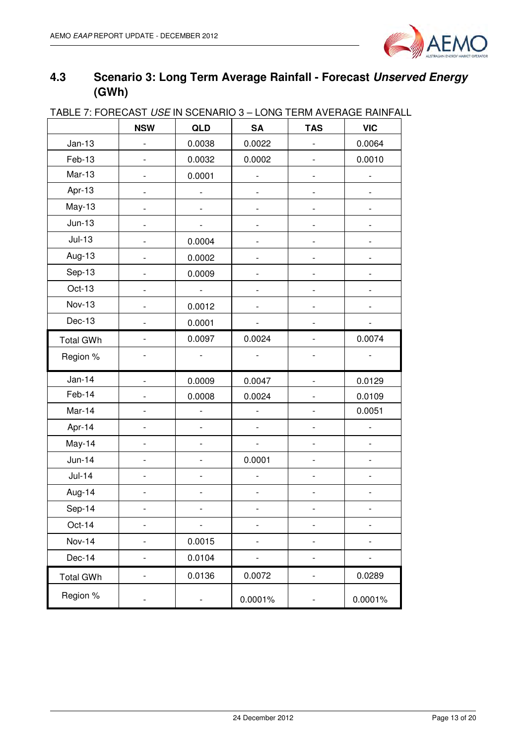## 4.3 Scenario 3: Long Term Average Rainfall - Forecast *Unserved Energy* (GWh)

TABLE 7: FORECAST *USE* IN SCENARIO 3 – LONG TERM AVERAGE RAINFALL

| | NSW | QLD | SA | TAS | VIC |
|---|---|---|---|---|---|
| Jan-13 | - | 0.0038 | 0.0022 | - | 0.0064 |
| Feb-13 | - | 0.0032 | 0.0002 | - | 0.0010 |
| Mar-13 | - | 0.0001 | - | - | - |
| Apr-13 | - | - | - | - | - |
| May-13 | - | - | - | - | - |
| Jun-13 | - | - | - | - | - |
| Jul-13 | - | 0.0004 | - | - | - |
| Aug-13 | - | 0.0002 | - | - | - |
| Sep-13 | - | 0.0009 | - | - | - |
| Oct-13 | - | - | - | - | - |
| Nov-13 | - | 0.0012 | - | - | - |
| Dec-13 | - | 0.0001 | - | - | - |
| Total GWh | - | 0.0097 | 0.0024 | - | 0.0074 |
| Region % | - | - | - | - | - |
| Jan-14 | - | 0.0009 | 0.0047 | - | 0.0129 |
| Feb-14 | - | 0.0008 | 0.0024 | - | 0.0109 |
| Mar-14 | - | - | - | - | 0.0051 |
| Apr-14 | - | - | - | - | - |
| May-14 | - | - | - | - | - |
| Jun-14 | - | - | 0.0001 | - | - |
| Jul-14 | - | - | - | - | - |
| Aug-14 | - | - | - | - | - |
| Sep-14 | - | - | - | - | - |
| Oct-14 | - | - | - | - | - |
| Nov-14 | - | 0.0015 | - | - | - |
| Dec-14 | - | 0.0104 | - | - | - |
| Total GWh | - | 0.0136 | 0.0072 | - | 0.0289 |
| Region % | - | - | 0.0001% | - | 0.0001% |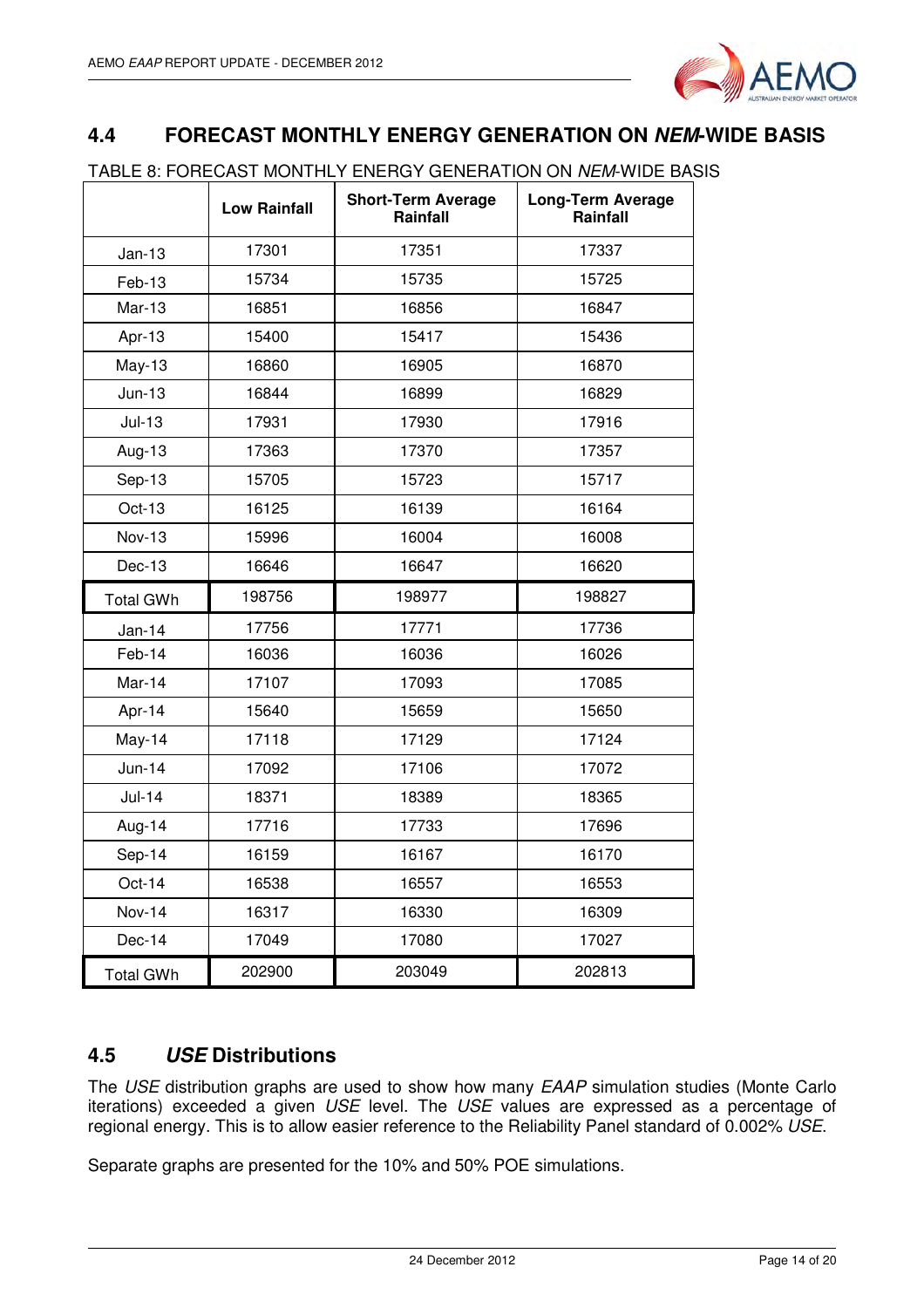## 4.4 FORECAST MONTHLY ENERGY GENERATION ON *NEM*-WIDE BASIS

TABLE 8: FORECAST MONTHLY ENERGY GENERATION ON *NEM*-WIDE BASIS

| | Low Rainfall | Short-Term Average Rainfall | Long-Term Average Rainfall |
|---|---|---|---|
| Jan-13 | 17301 | 17351 | 17337 |
| Feb-13 | 15734 | 15735 | 15725 |
| Mar-13 | 16851 | 16856 | 16847 |
| Apr-13 | 15400 | 15417 | 15436 |
| May-13 | 16860 | 16905 | 16870 |
| Jun-13 | 16844 | 16899 | 16829 |
| Jul-13 | 17931 | 17930 | 17916 |
| Aug-13 | 17363 | 17370 | 17357 |
| Sep-13 | 15705 | 15723 | 15717 |
| Oct-13 | 16125 | 16139 | 16164 |
| Nov-13 | 15996 | 16004 | 16008 |
| Dec-13 | 16646 | 16647 | 16620 |
| Total GWh | 198756 | 198977 | 198827 |
| Jan-14 | 17756 | 17771 | 17736 |
| Feb-14 | 16036 | 16036 | 16026 |
| Mar-14 | 17107 | 17093 | 17085 |
| Apr-14 | 15640 | 15659 | 15650 |
| May-14 | 17118 | 17129 | 17124 |
| Jun-14 | 17092 | 17106 | 17072 |
| Jul-14 | 18371 | 18389 | 18365 |
| Aug-14 | 17716 | 17733 | 17696 |
| Sep-14 | 16159 | 16167 | 16170 |
| Oct-14 | 16538 | 16557 | 16553 |
| Nov-14 | 16317 | 16330 | 16309 |
| Dec-14 | 17049 | 17080 | 17027 |
| Total GWh | 202900 | 203049 | 202813 |

## 4.5 *USE* Distributions

The *USE* distribution graphs are used to show how many *EAAP* simulation studies (Monte Carlo iterations) exceeded a given *USE* level. The *USE* values are expressed as a percentage of regional energy. This is to allow easier reference to the Reliability Panel standard of 0.002% *USE*.

Separate graphs are presented for the 10% and 50% POE simulations.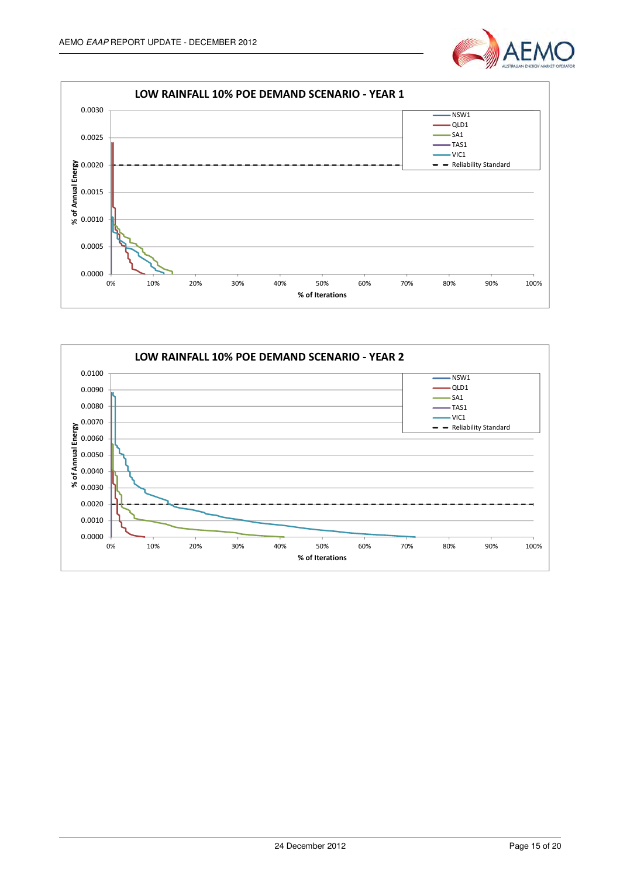**LOW RAINFALL 10% POE DEMAND SCENARIO - YEAR 1**

% of Annual Energy (0.0000 – 0.0030) vs % of Iterations (0% – 100%)

Legend: NSW1, QLD1, SA1, TAS1, VIC1, Reliability Standard

**LOW RAINFALL 10% POE DEMAND SCENARIO - YEAR 2**

% of Annual Energy (0.0000 – 0.0100) vs % of Iterations (0% – 100%)

Legend: NSW1, QLD1, SA1, TAS1, VIC1, Reliability Standard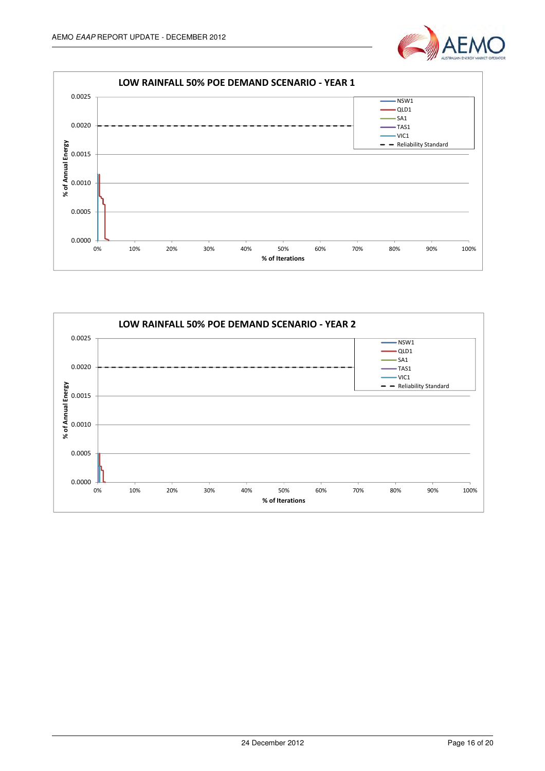**LOW RAINFALL 50% POE DEMAND SCENARIO - YEAR 1**

% of Annual Energy (y-axis: 0.0000 – 0.0025); % of Iterations (x-axis: 0% – 100%)

Legend: NSW1, QLD1, SA1, TAS1, VIC1, Reliability Standard

**LOW RAINFALL 50% POE DEMAND SCENARIO - YEAR 2**

% of Annual Energy (y-axis: 0.0000 – 0.0025); % of Iterations (x-axis: 0% – 100%)

Legend: NSW1, QLD1, SA1, TAS1, VIC1, Reliability Standard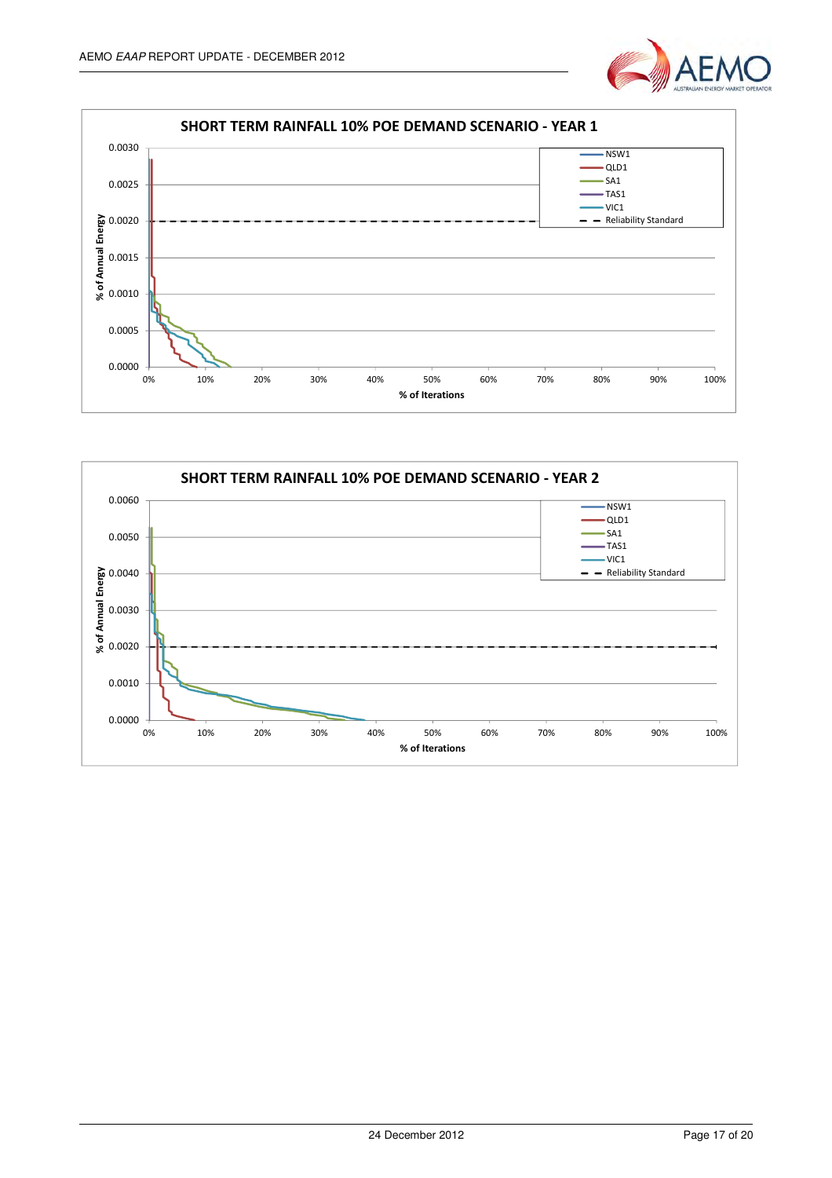**SHORT TERM RAINFALL 10% POE DEMAND SCENARIO - YEAR 1**

% of Annual Energy (0.0000 – 0.0030) vs % of Iterations (0% – 100%)

Legend: NSW1, QLD1, SA1, TAS1, VIC1, Reliability Standard

**SHORT TERM RAINFALL 10% POE DEMAND SCENARIO - YEAR 2**

% of Annual Energy (0.0000 – 0.0060) vs % of Iterations (0% – 100%)

Legend: NSW1, QLD1, SA1, TAS1, VIC1, Reliability Standard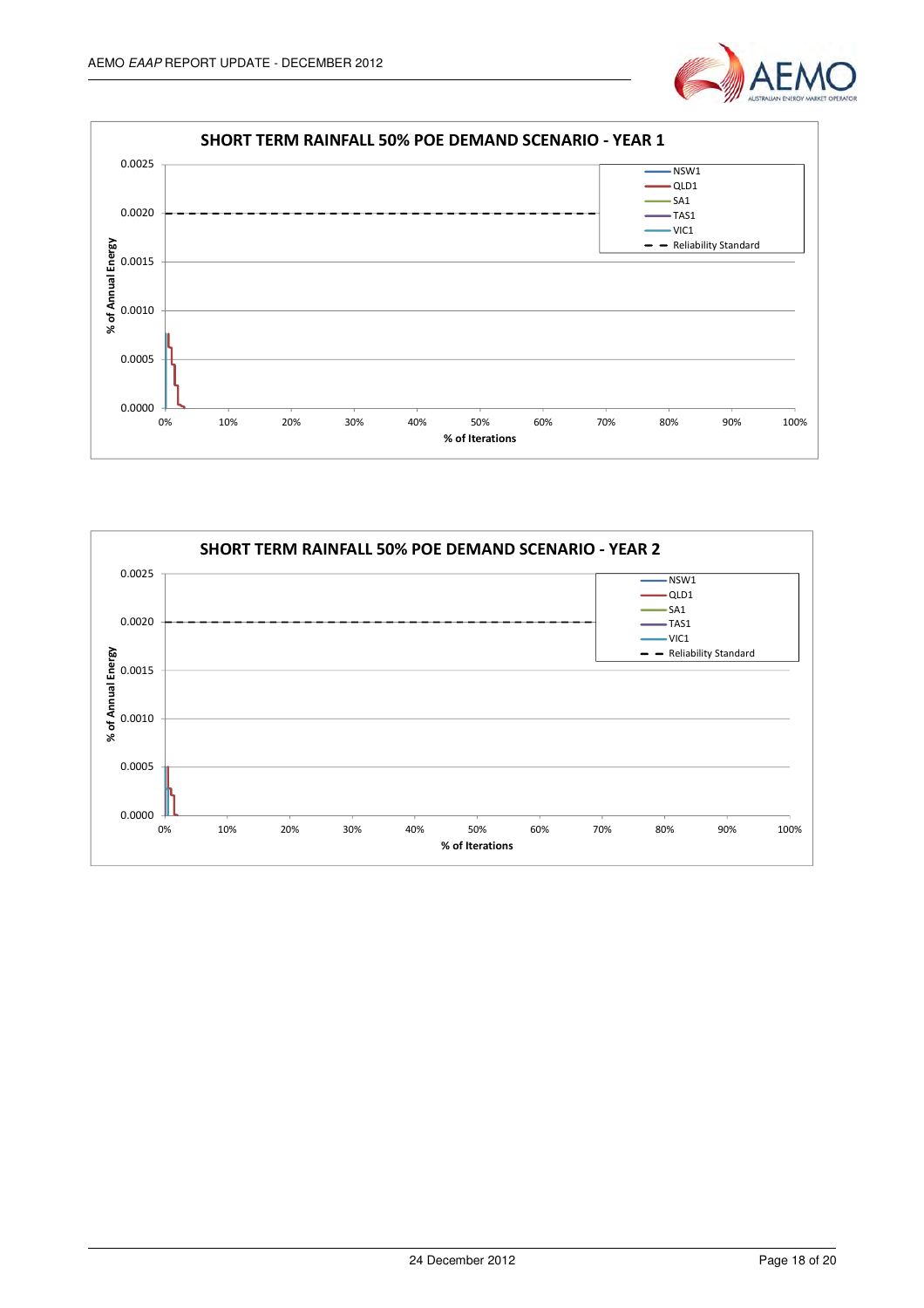**SHORT TERM RAINFALL 50% POE DEMAND SCENARIO - YEAR 1**

% of Annual Energy (y-axis: 0.0000 – 0.0025); % of Iterations (x-axis: 0% – 100%)

Legend: NSW1, QLD1, SA1, TAS1, VIC1, Reliability Standard

**SHORT TERM RAINFALL 50% POE DEMAND SCENARIO - YEAR 2**

% of Annual Energy (y-axis: 0.0000 – 0.0025); % of Iterations (x-axis: 0% – 100%)

Legend: NSW1, QLD1, SA1, TAS1, VIC1, Reliability Standard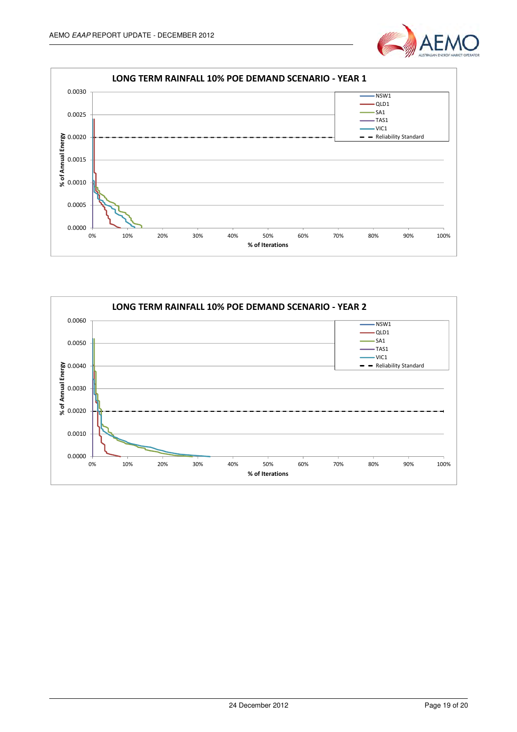**LONG TERM RAINFALL 10% POE DEMAND SCENARIO - YEAR 1**

% of Annual Energy (0.0000–0.0030) vs % of Iterations (0%–100%)

Legend: NSW1, QLD1, SA1, TAS1, VIC1, Reliability Standard

**LONG TERM RAINFALL 10% POE DEMAND SCENARIO - YEAR 2**

% of Annual Energy (0.0000–0.0060) vs % of Iterations (0%–100%)

Legend: NSW1, QLD1, SA1, TAS1, VIC1, Reliability Standard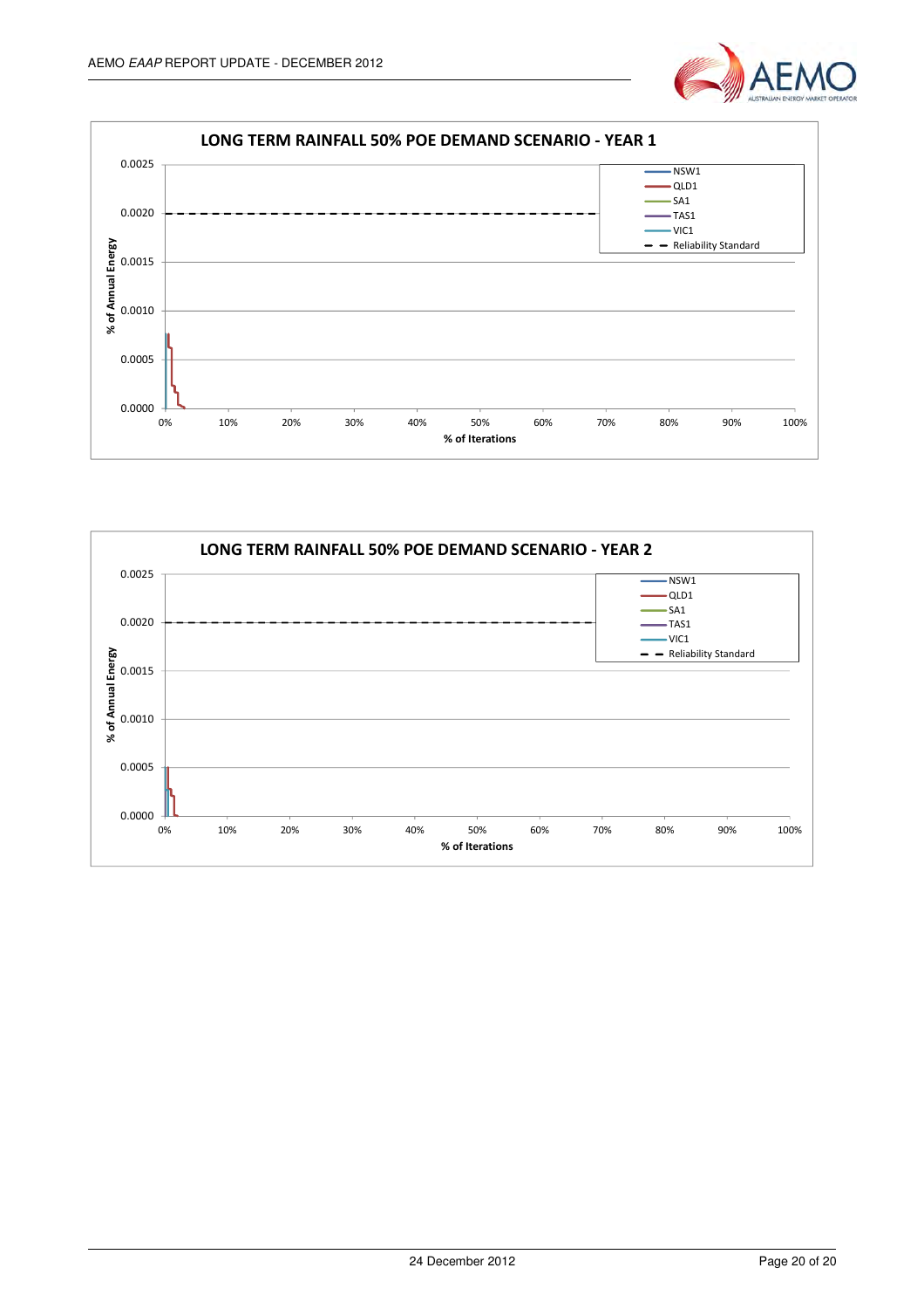LONG TERM RAINFALL 50% POE DEMAND SCENARIO - YEAR 1

% of Annual Energy

0.0025
0.0020
0.0015
0.0010
0.0005
0.0000

0% 10% 20% 30% 40% 50% 60% 70% 80% 90% 100%

% of Iterations

NSW1
QLD1
SA1
TAS1
VIC1
Reliability Standard

LONG TERM RAINFALL 50% POE DEMAND SCENARIO - YEAR 2

% of Annual Energy

0.0025
0.0020
0.0015
0.0010
0.0005
0.0000

0% 10% 20% 30% 40% 50% 60% 70% 80% 90% 100%

% of Iterations

NSW1
QLD1
SA1
TAS1
VIC1
Reliability Standard